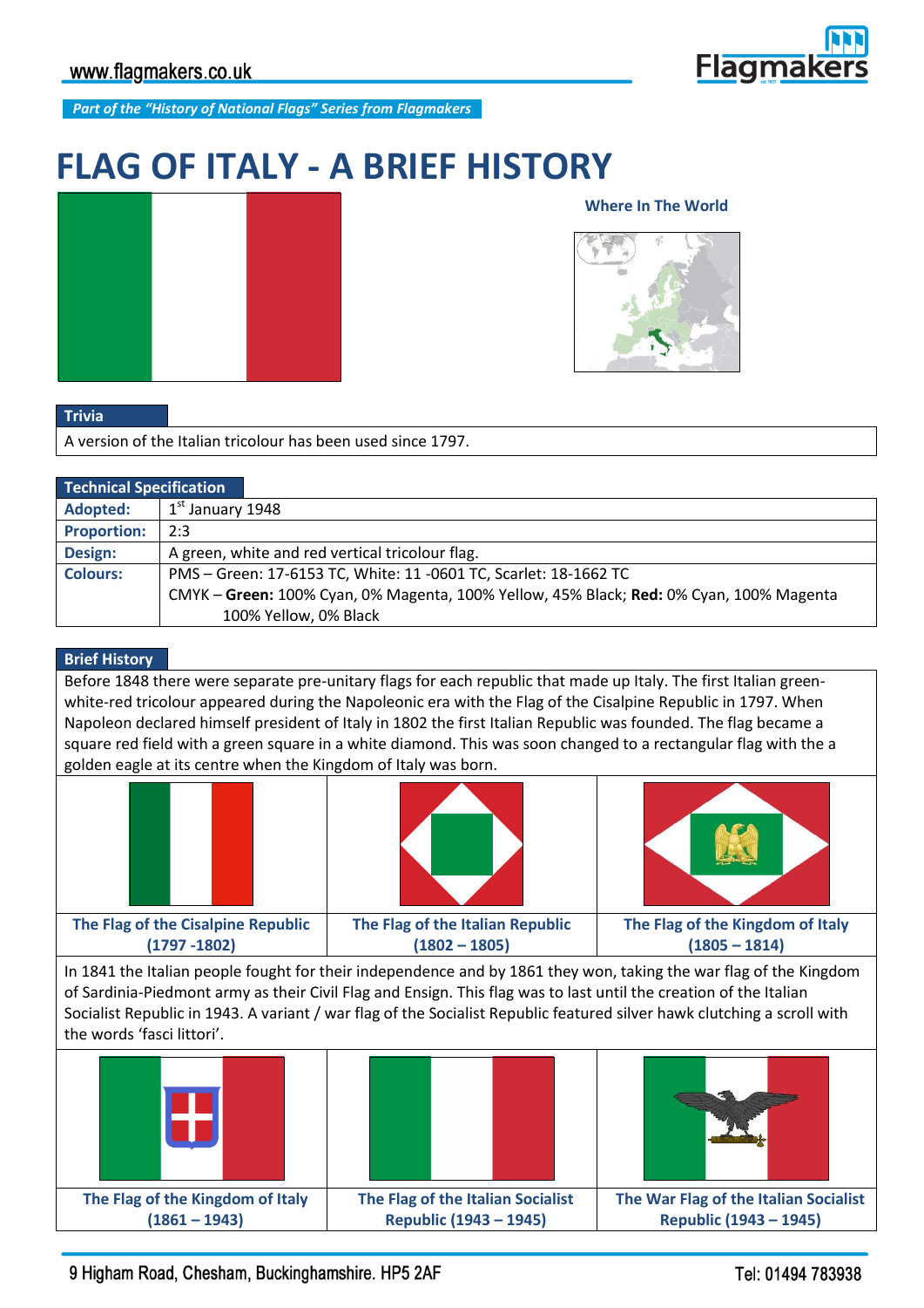Part of the "History of National Flags" Series from Flagmakers

# FLAG OF ITALY - A BRIEF HISTORY

Where In The World

## Trivia

A version of the Italian tricolour has been used since 1797.

## Technical Specification

| | |
|---|---|
| **Adopted:** | 1st January 1948 |
| **Proportion:** | 2:3 |
| **Design:** | A green, white and red vertical tricolour flag. |
| **Colours:** | PMS – Green: 17-6153 TC, White: 11 -0601 TC, Scarlet: 18-1662 TC<br>CMYK – **Green:** 100% Cyan, 0% Magenta, 100% Yellow, 45% Black; **Red:** 0% Cyan, 100% Magenta 100% Yellow, 0% Black |

## Brief History

Before 1848 there were separate pre-unitary flags for each republic that made up Italy. The first Italian green-white-red tricolour appeared during the Napoleonic era with the Flag of the Cisalpine Republic in 1797. When Napoleon declared himself president of Italy in 1802 the first Italian Republic was founded. The flag became a square red field with a green square in a white diamond. This was soon changed to a rectangular flag with the a golden eagle at its centre when the Kingdom of Italy was born.

**The Flag of the Cisalpine Republic (1797 -1802)**

**The Flag of the Italian Republic (1802 – 1805)**

**The Flag of the Kingdom of Italy (1805 – 1814)**

In 1841 the Italian people fought for their independence and by 1861 they won, taking the war flag of the Kingdom of Sardinia-Piedmont army as their Civil Flag and Ensign. This flag was to last until the creation of the Italian Socialist Republic in 1943. A variant / war flag of the Socialist Republic featured silver hawk clutching a scroll with the words 'fasci littori'.

**The Flag of the Kingdom of Italy (1861 – 1943)**

**The Flag of the Italian Socialist Republic (1943 – 1945)**

**The War Flag of the Italian Socialist Republic (1943 – 1945)**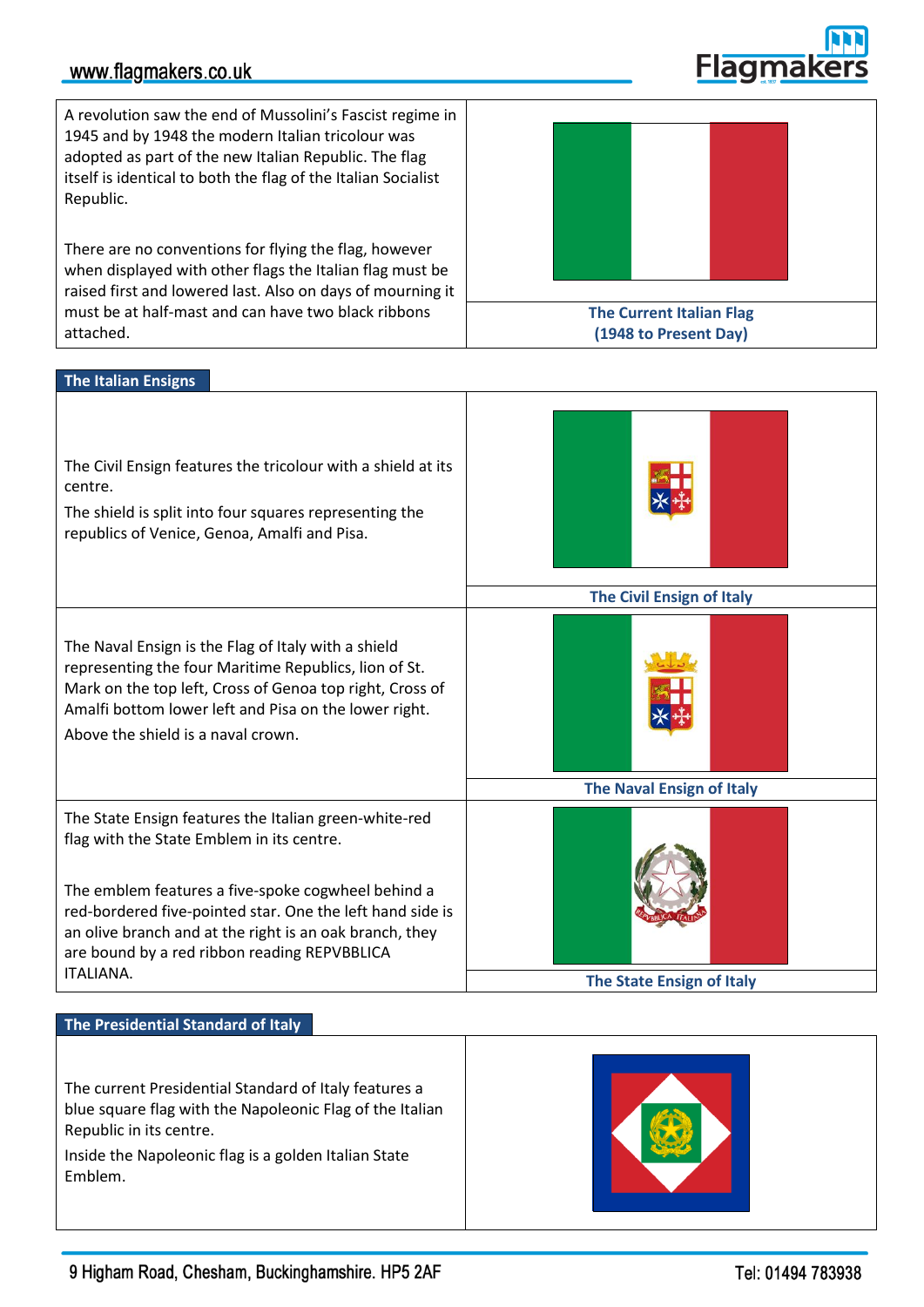A revolution saw the end of Mussolini's Fascist regime in 1945 and by 1948 the modern Italian tricolour was adopted as part of the new Italian Republic. The flag itself is identical to both the flag of the Italian Socialist Republic.

There are no conventions for flying the flag, however when displayed with other flags the Italian flag must be raised first and lowered last. Also on days of mourning it must be at half-mast and can have two black ribbons attached.

**The Current Italian Flag (1948 to Present Day)**

## The Italian Ensigns

The Civil Ensign features the tricolour with a shield at its centre.

The shield is split into four squares representing the republics of Venice, Genoa, Amalfi and Pisa.

**The Civil Ensign of Italy**

The Naval Ensign is the Flag of Italy with a shield representing the four Maritime Republics, lion of St. Mark on the top left, Cross of Genoa top right, Cross of Amalfi bottom lower left and Pisa on the lower right.

Above the shield is a naval crown.

**The Naval Ensign of Italy**

The State Ensign features the Italian green-white-red flag with the State Emblem in its centre.

The emblem features a five-spoke cogwheel behind a red-bordered five-pointed star. One the left hand side is an olive branch and at the right is an oak branch, they are bound by a red ribbon reading REPVBBLICA ITALIANA.

**The State Ensign of Italy**

## The Presidential Standard of Italy

The current Presidential Standard of Italy features a blue square flag with the Napoleonic Flag of the Italian Republic in its centre.

Inside the Napoleonic flag is a golden Italian State Emblem.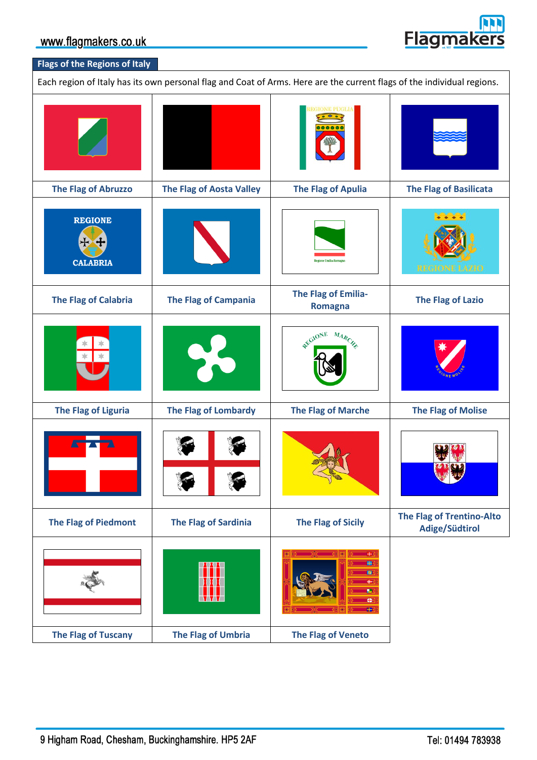## Flags of the Regions of Italy

Each region of Italy has its own personal flag and Coat of Arms. Here are the current flags of the individual regions.

| | | | |
|---|---|---|---|
| The Flag of Abruzzo | The Flag of Aosta Valley | The Flag of Apulia | The Flag of Basilicata |
| The Flag of Calabria | The Flag of Campania | The Flag of Emilia-Romagna | The Flag of Lazio |
| The Flag of Liguria | The Flag of Lombardy | The Flag of Marche | The Flag of Molise |
| The Flag of Piedmont | The Flag of Sardinia | The Flag of Sicily | The Flag of Trentino-Alto Adige/Südtirol |
| The Flag of Tuscany | The Flag of Umbria | The Flag of Veneto | |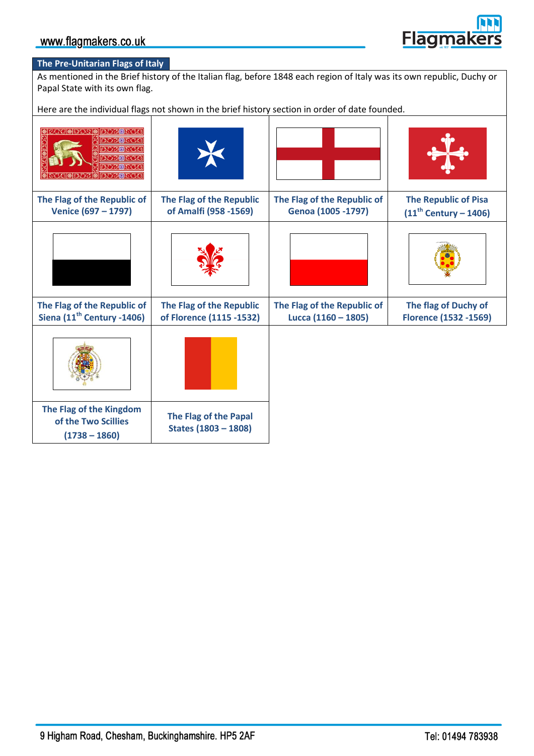## The Pre-Unitarian Flags of Italy

As mentioned in the Brief history of the Italian flag, before 1848 each region of Italy was its own republic, Duchy or Papal State with its own flag.

Here are the individual flags not shown in the brief history section in order of date founded.

| | | | |
|---|---|---|---|
| The Flag of the Republic of Venice (697 – 1797) | The Flag of the Republic of Amalfi (958 -1569) | The Flag of the Republic of Genoa (1005 -1797) | The Republic of Pisa (11th Century – 1406) |
| The Flag of the Republic of Siena (11th Century -1406) | The Flag of the Republic of Florence (1115 -1532) | The Flag of the Republic of Lucca (1160 – 1805) | The flag of Duchy of Florence (1532 -1569) |
| The Flag of the Kingdom of the Two Scillies (1738 – 1860) | The Flag of the Papal States (1803 – 1808) | | |